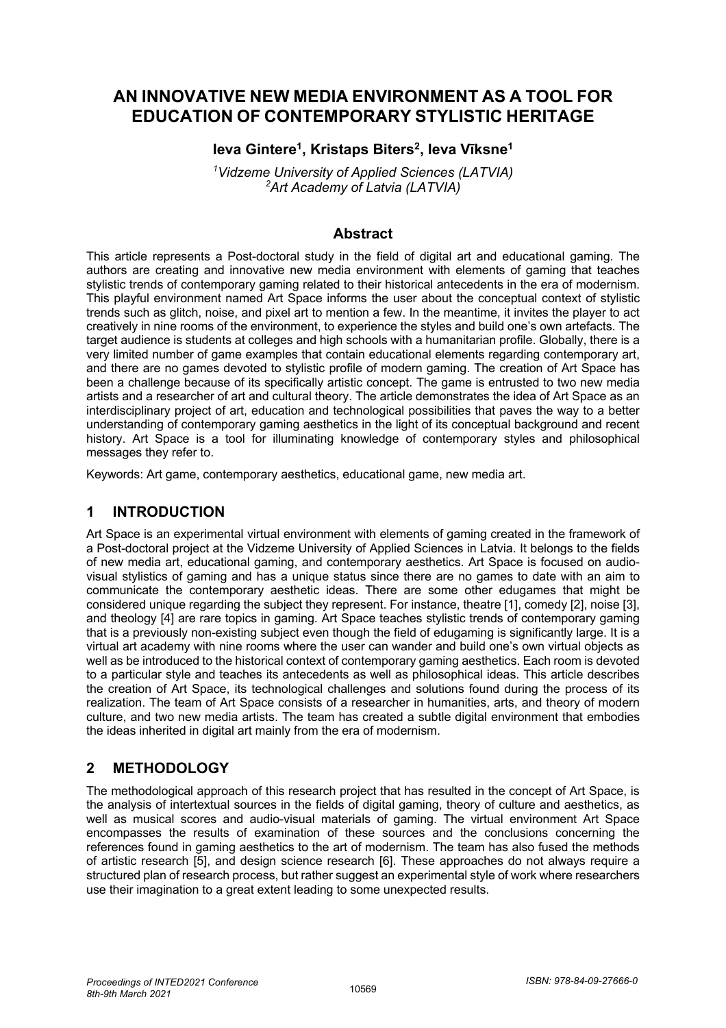# AN INNOVATIVE NEW MEDIA ENVIRONMENT AS A TOOL FOR EDUCATION OF CONTEMPORARY STYLISTIC HERITAGE

**Ieva Gintere[1], Kristaps Biters[2], Ieva Vīksne[1]**

*[1]Vidzeme University of Applied Sciences (LATVIA)*
*[2]Art Academy of Latvia (LATVIA)*

## Abstract

This article represents a Post-doctoral study in the field of digital art and educational gaming. The authors are creating and innovative new media environment with elements of gaming that teaches stylistic trends of contemporary gaming related to their historical antecedents in the era of modernism. This playful environment named Art Space informs the user about the conceptual context of stylistic trends such as glitch, noise, and pixel art to mention a few. In the meantime, it invites the player to act creatively in nine rooms of the environment, to experience the styles and build one's own artefacts. The target audience is students at colleges and high schools with a humanitarian profile. Globally, there is a very limited number of game examples that contain educational elements regarding contemporary art, and there are no games devoted to stylistic profile of modern gaming. The creation of Art Space has been a challenge because of its specifically artistic concept. The game is entrusted to two new media artists and a researcher of art and cultural theory. The article demonstrates the idea of Art Space as an interdisciplinary project of art, education and technological possibilities that paves the way to a better understanding of contemporary gaming aesthetics in the light of its conceptual background and recent history. Art Space is a tool for illuminating knowledge of contemporary styles and philosophical messages they refer to.

Keywords: Art game, contemporary aesthetics, educational game, new media art.

## 1 INTRODUCTION

Art Space is an experimental virtual environment with elements of gaming created in the framework of a Post-doctoral project at the Vidzeme University of Applied Sciences in Latvia. It belongs to the fields of new media art, educational gaming, and contemporary aesthetics. Art Space is focused on audio-visual stylistics of gaming and has a unique status since there are no games to date with an aim to communicate the contemporary aesthetic ideas. There are some other edugames that might be considered unique regarding the subject they represent. For instance, theatre [1], comedy [2], noise [3], and theology [4] are rare topics in gaming. Art Space teaches stylistic trends of contemporary gaming that is a previously non-existing subject even though the field of edugaming is significantly large. It is a virtual art academy with nine rooms where the user can wander and build one's own virtual objects as well as be introduced to the historical context of contemporary gaming aesthetics. Each room is devoted to a particular style and teaches its antecedents as well as philosophical ideas. This article describes the creation of Art Space, its technological challenges and solutions found during the process of its realization. The team of Art Space consists of a researcher in humanities, arts, and theory of modern culture, and two new media artists. The team has created a subtle digital environment that embodies the ideas inherited in digital art mainly from the era of modernism.

## 2 METHODOLOGY

The methodological approach of this research project that has resulted in the concept of Art Space, is the analysis of intertextual sources in the fields of digital gaming, theory of culture and aesthetics, as well as musical scores and audio-visual materials of gaming. The virtual environment Art Space encompasses the results of examination of these sources and the conclusions concerning the references found in gaming aesthetics to the art of modernism. The team has also fused the methods of artistic research [5], and design science research [6]. These approaches do not always require a structured plan of research process, but rather suggest an experimental style of work where researchers use their imagination to a great extent leading to some unexpected results.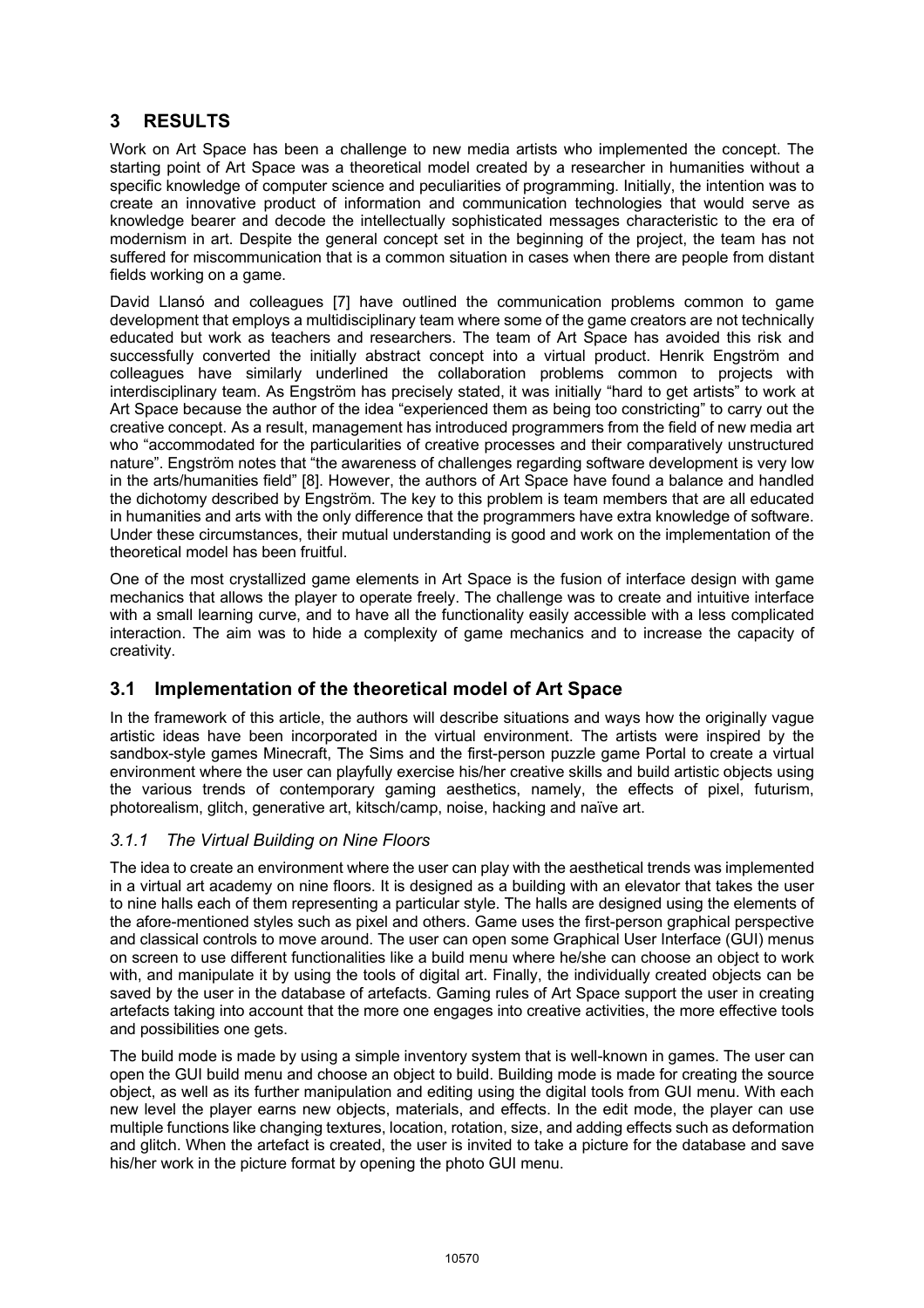## 3 RESULTS

Work on Art Space has been a challenge to new media artists who implemented the concept. The starting point of Art Space was a theoretical model created by a researcher in humanities without a specific knowledge of computer science and peculiarities of programming. Initially, the intention was to create an innovative product of information and communication technologies that would serve as knowledge bearer and decode the intellectually sophisticated messages characteristic to the era of modernism in art. Despite the general concept set in the beginning of the project, the team has not suffered for miscommunication that is a common situation in cases when there are people from distant fields working on a game.

David Llansó and colleagues [7] have outlined the communication problems common to game development that employs a multidisciplinary team where some of the game creators are not technically educated but work as teachers and researchers. The team of Art Space has avoided this risk and successfully converted the initially abstract concept into a virtual product. Henrik Engström and colleagues have similarly underlined the collaboration problems common to projects with interdisciplinary team. As Engström has precisely stated, it was initially "hard to get artists" to work at Art Space because the author of the idea "experienced them as being too constricting" to carry out the creative concept. As a result, management has introduced programmers from the field of new media art who "accommodated for the particularities of creative processes and their comparatively unstructured nature". Engström notes that "the awareness of challenges regarding software development is very low in the arts/humanities field" [8]. However, the authors of Art Space have found a balance and handled the dichotomy described by Engström. The key to this problem is team members that are all educated in humanities and arts with the only difference that the programmers have extra knowledge of software. Under these circumstances, their mutual understanding is good and work on the implementation of the theoretical model has been fruitful.

One of the most crystallized game elements in Art Space is the fusion of interface design with game mechanics that allows the player to operate freely. The challenge was to create and intuitive interface with a small learning curve, and to have all the functionality easily accessible with a less complicated interaction. The aim was to hide a complexity of game mechanics and to increase the capacity of creativity.

### 3.1 Implementation of the theoretical model of Art Space

In the framework of this article, the authors will describe situations and ways how the originally vague artistic ideas have been incorporated in the virtual environment. The artists were inspired by the sandbox-style games Minecraft, The Sims and the first-person puzzle game Portal to create a virtual environment where the user can playfully exercise his/her creative skills and build artistic objects using the various trends of contemporary gaming aesthetics, namely, the effects of pixel, futurism, photorealism, glitch, generative art, kitsch/camp, noise, hacking and naïve art.

#### *3.1.1 The Virtual Building on Nine Floors*

The idea to create an environment where the user can play with the aesthetical trends was implemented in a virtual art academy on nine floors. It is designed as a building with an elevator that takes the user to nine halls each of them representing a particular style. The halls are designed using the elements of the afore-mentioned styles such as pixel and others. Game uses the first-person graphical perspective and classical controls to move around. The user can open some Graphical User Interface (GUI) menus on screen to use different functionalities like a build menu where he/she can choose an object to work with, and manipulate it by using the tools of digital art. Finally, the individually created objects can be saved by the user in the database of artefacts. Gaming rules of Art Space support the user in creating artefacts taking into account that the more one engages into creative activities, the more effective tools and possibilities one gets.

The build mode is made by using a simple inventory system that is well-known in games. The user can open the GUI build menu and choose an object to build. Building mode is made for creating the source object, as well as its further manipulation and editing using the digital tools from GUI menu. With each new level the player earns new objects, materials, and effects. In the edit mode, the player can use multiple functions like changing textures, location, rotation, size, and adding effects such as deformation and glitch. When the artefact is created, the user is invited to take a picture for the database and save his/her work in the picture format by opening the photo GUI menu.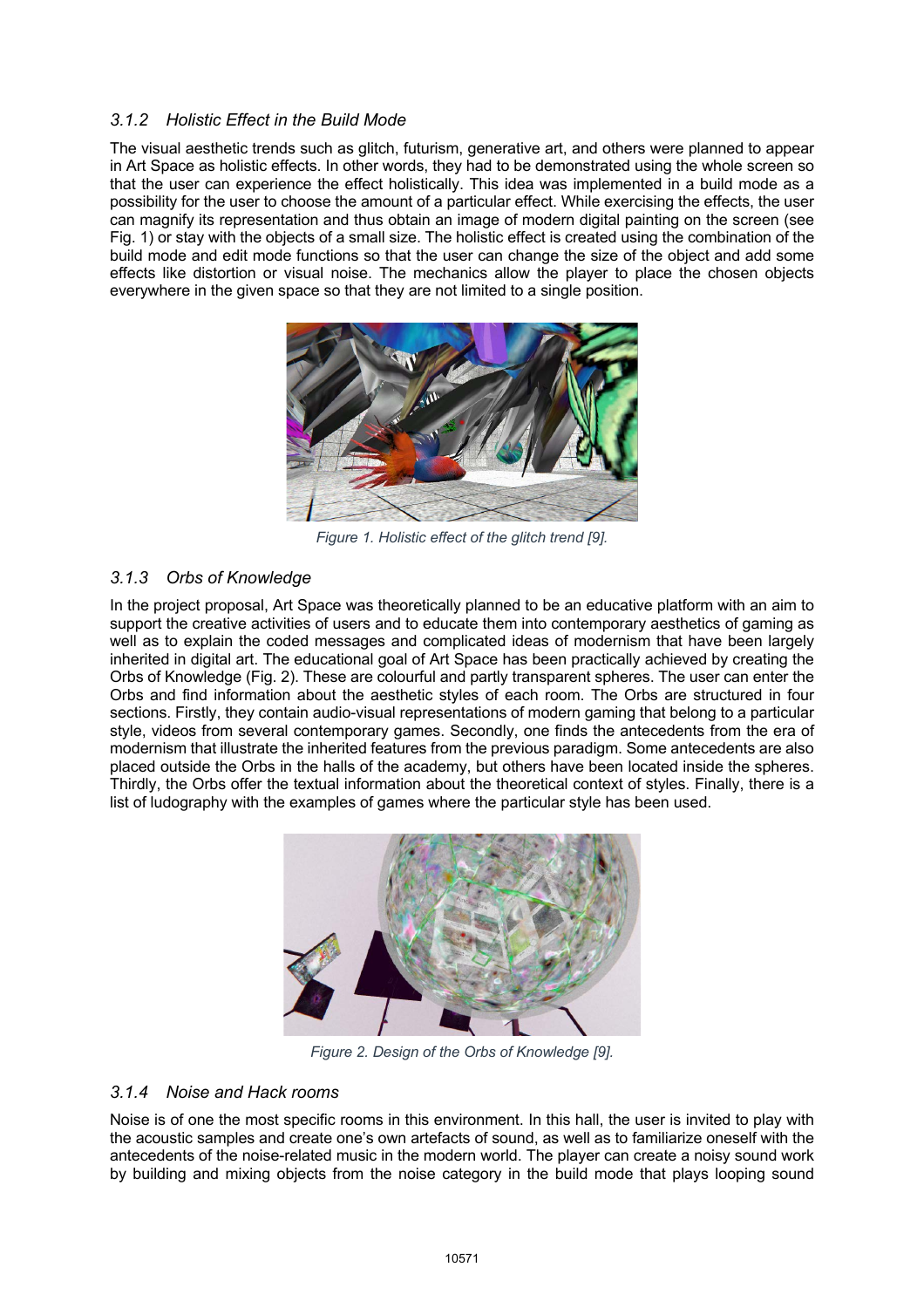### 3.1.2 Holistic Effect in the Build Mode

The visual aesthetic trends such as glitch, futurism, generative art, and others were planned to appear in Art Space as holistic effects. In other words, they had to be demonstrated using the whole screen so that the user can experience the effect holistically. This idea was implemented in a build mode as a possibility for the user to choose the amount of a particular effect. While exercising the effects, the user can magnify its representation and thus obtain an image of modern digital painting on the screen (see Fig. 1) or stay with the objects of a small size. The holistic effect is created using the combination of the build mode and edit mode functions so that the user can change the size of the object and add some effects like distortion or visual noise. The mechanics allow the player to place the chosen objects everywhere in the given space so that they are not limited to a single position.

*Figure 1. Holistic effect of the glitch trend [9].*

### 3.1.3 Orbs of Knowledge

In the project proposal, Art Space was theoretically planned to be an educative platform with an aim to support the creative activities of users and to educate them into contemporary aesthetics of gaming as well as to explain the coded messages and complicated ideas of modernism that have been largely inherited in digital art. The educational goal of Art Space has been practically achieved by creating the Orbs of Knowledge (Fig. 2). These are colourful and partly transparent spheres. The user can enter the Orbs and find information about the aesthetic styles of each room. The Orbs are structured in four sections. Firstly, they contain audio-visual representations of modern gaming that belong to a particular style, videos from several contemporary games. Secondly, one finds the antecedents from the era of modernism that illustrate the inherited features from the previous paradigm. Some antecedents are also placed outside the Orbs in the halls of the academy, but others have been located inside the spheres. Thirdly, the Orbs offer the textual information about the theoretical context of styles. Finally, there is a list of ludography with the examples of games where the particular style has been used.

*Figure 2. Design of the Orbs of Knowledge [9].*

### 3.1.4 Noise and Hack rooms

Noise is of one the most specific rooms in this environment. In this hall, the user is invited to play with the acoustic samples and create one's own artefacts of sound, as well as to familiarize oneself with the antecedents of the noise-related music in the modern world. The player can create a noisy sound work by building and mixing objects from the noise category in the build mode that plays looping sound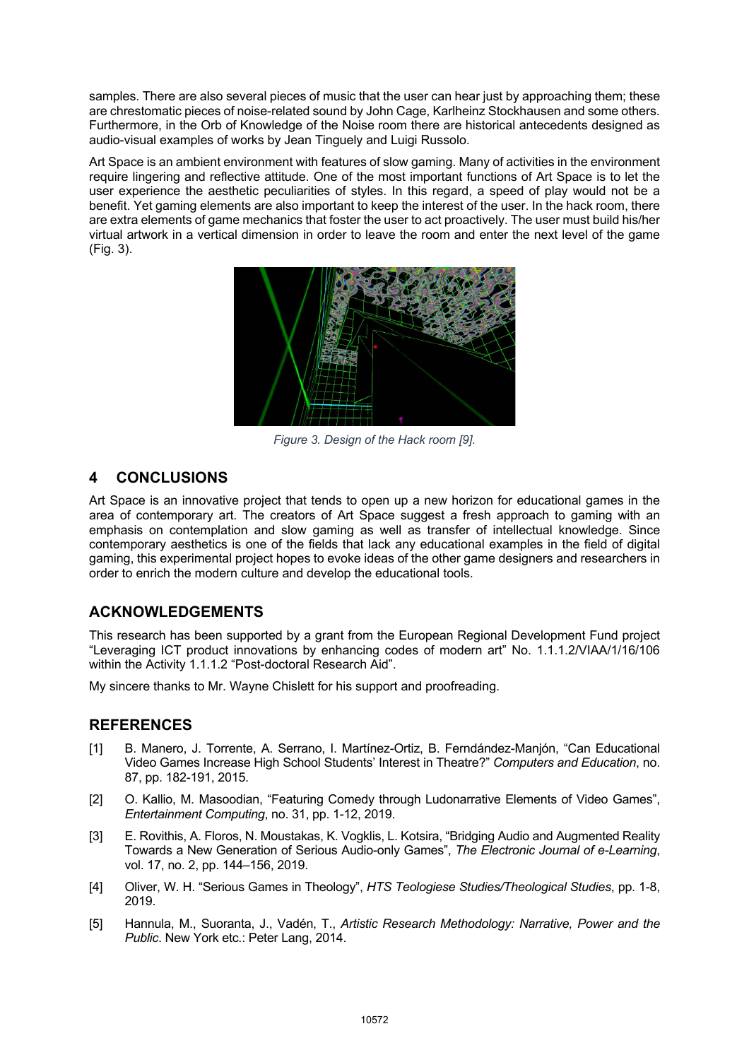samples. There are also several pieces of music that the user can hear just by approaching them; these are chrestomatic pieces of noise-related sound by John Cage, Karlheinz Stockhausen and some others. Furthermore, in the Orb of Knowledge of the Noise room there are historical antecedents designed as audio-visual examples of works by Jean Tinguely and Luigi Russolo.

Art Space is an ambient environment with features of slow gaming. Many of activities in the environment require lingering and reflective attitude. One of the most important functions of Art Space is to let the user experience the aesthetic peculiarities of styles. In this regard, a speed of play would not be a benefit. Yet gaming elements are also important to keep the interest of the user. In the hack room, there are extra elements of game mechanics that foster the user to act proactively. The user must build his/her virtual artwork in a vertical dimension in order to leave the room and enter the next level of the game (Fig. 3).

*Figure 3. Design of the Hack room [9].*

## 4 CONCLUSIONS

Art Space is an innovative project that tends to open up a new horizon for educational games in the area of contemporary art. The creators of Art Space suggest a fresh approach to gaming with an emphasis on contemplation and slow gaming as well as transfer of intellectual knowledge. Since contemporary aesthetics is one of the fields that lack any educational examples in the field of digital gaming, this experimental project hopes to evoke ideas of the other game designers and researchers in order to enrich the modern culture and develop the educational tools.

## ACKNOWLEDGEMENTS

This research has been supported by a grant from the European Regional Development Fund project "Leveraging ICT product innovations by enhancing codes of modern art" No. 1.1.1.2/VIAA/1/16/106 within the Activity 1.1.1.2 "Post-doctoral Research Aid".

My sincere thanks to Mr. Wayne Chislett for his support and proofreading.

## REFERENCES

[1] B. Manero, J. Torrente, A. Serrano, I. Martínez-Ortiz, B. Ferndández-Manjón, "Can Educational Video Games Increase High School Students' Interest in Theatre?" *Computers and Education*, no. 87, pp. 182-191, 2015.

[2] O. Kallio, M. Masoodian, "Featuring Comedy through Ludonarrative Elements of Video Games", *Entertainment Computing*, no. 31, pp. 1-12, 2019.

[3] E. Rovithis, A. Floros, N. Moustakas, K. Vogklis, L. Kotsira, "Bridging Audio and Augmented Reality Towards a New Generation of Serious Audio-only Games", *The Electronic Journal of e-Learning*, vol. 17, no. 2, pp. 144–156, 2019.

[4] Oliver, W. H. "Serious Games in Theology", *HTS Teologiese Studies/Theological Studies*, pp. 1-8, 2019.

[5] Hannula, M., Suoranta, J., Vadén, T., *Artistic Research Methodology: Narrative, Power and the Public*. New York etc.: Peter Lang, 2014.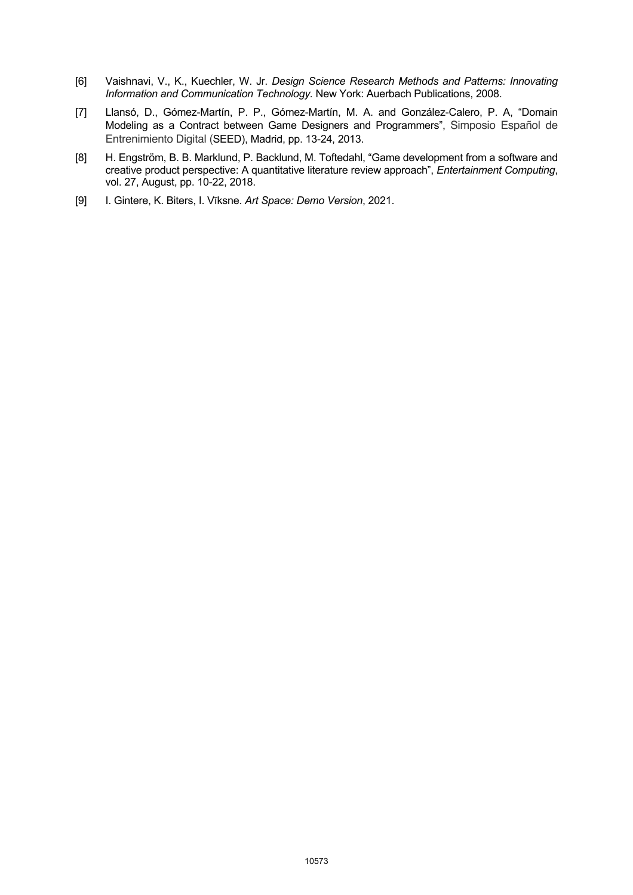[6] Vaishnavi, V., K., Kuechler, W. Jr. *Design Science Research Methods and Patterns: Innovating Information and Communication Technology.* New York: Auerbach Publications, 2008.

[7] Llansó, D., Gómez-Martín, P. P., Gómez-Martín, M. A. and González-Calero, P. A, "Domain Modeling as a Contract between Game Designers and Programmers", Simposio Español de Entrenimiento Digital (SEED), Madrid, pp. 13-24, 2013.

[8] H. Engström, B. B. Marklund, P. Backlund, M. Toftedahl, "Game development from a software and creative product perspective: A quantitative literature review approach", *Entertainment Computing*, vol. 27, August, pp. 10-22, 2018.

[9] I. Gintere, K. Biters, I. Vīksne. *Art Space: Demo Version*, 2021.